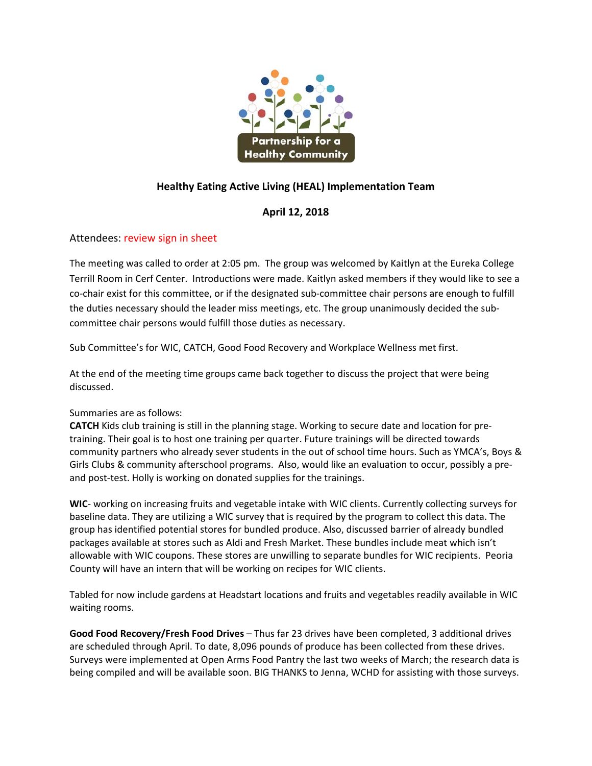Partnership for a Healthy Community

**Healthy Eating Active Living (HEAL) Implementation Team**

**April 12, 2018**

Attendees: review sign in sheet

The meeting was called to order at 2:05 pm. The group was welcomed by Kaitlyn at the Eureka College Terrill Room in Cerf Center. Introductions were made. Kaitlyn asked members if they would like to see a co-chair exist for this committee, or if the designated sub-committee chair persons are enough to fulfill the duties necessary should the leader miss meetings, etc. The group unanimously decided the sub-committee chair persons would fulfill those duties as necessary.

Sub Committee's for WIC, CATCH, Good Food Recovery and Workplace Wellness met first.

At the end of the meeting time groups came back together to discuss the project that were being discussed.

Summaries are as follows:

**CATCH** Kids club training is still in the planning stage. Working to secure date and location for pre-training. Their goal is to host one training per quarter. Future trainings will be directed towards community partners who already sever students in the out of school time hours. Such as YMCA's, Boys & Girls Clubs & community afterschool programs. Also, would like an evaluation to occur, possibly a pre- and post-test. Holly is working on donated supplies for the trainings.

**WIC**- working on increasing fruits and vegetable intake with WIC clients. Currently collecting surveys for baseline data. They are utilizing a WIC survey that is required by the program to collect this data. The group has identified potential stores for bundled produce. Also, discussed barrier of already bundled packages available at stores such as Aldi and Fresh Market. These bundles include meat which isn't allowable with WIC coupons. These stores are unwilling to separate bundles for WIC recipients. Peoria County will have an intern that will be working on recipes for WIC clients.

Tabled for now include gardens at Headstart locations and fruits and vegetables readily available in WIC waiting rooms.

**Good Food Recovery/Fresh Food Drives** – Thus far 23 drives have been completed, 3 additional drives are scheduled through April. To date, 8,096 pounds of produce has been collected from these drives. Surveys were implemented at Open Arms Food Pantry the last two weeks of March; the research data is being compiled and will be available soon. BIG THANKS to Jenna, WCHD for assisting with those surveys.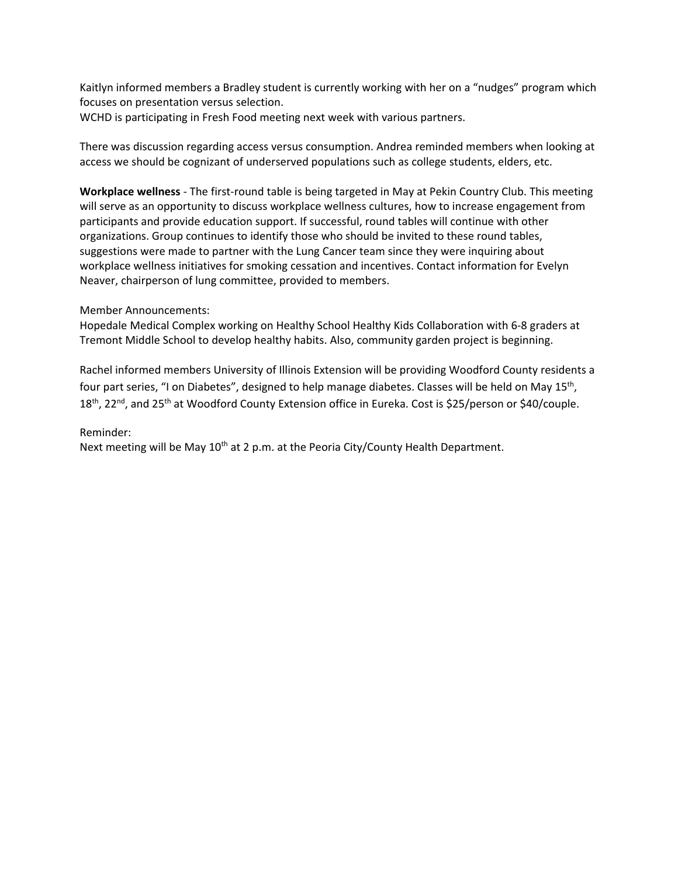Kaitlyn informed members a Bradley student is currently working with her on a "nudges" program which focuses on presentation versus selection.
WCHD is participating in Fresh Food meeting next week with various partners.

There was discussion regarding access versus consumption. Andrea reminded members when looking at access we should be cognizant of underserved populations such as college students, elders, etc.

**Workplace wellness** - The first-round table is being targeted in May at Pekin Country Club. This meeting will serve as an opportunity to discuss workplace wellness cultures, how to increase engagement from participants and provide education support. If successful, round tables will continue with other organizations. Group continues to identify those who should be invited to these round tables, suggestions were made to partner with the Lung Cancer team since they were inquiring about workplace wellness initiatives for smoking cessation and incentives. Contact information for Evelyn Neaver, chairperson of lung committee, provided to members.

Member Announcements:
Hopedale Medical Complex working on Healthy School Healthy Kids Collaboration with 6-8 graders at Tremont Middle School to develop healthy habits. Also, community garden project is beginning.

Rachel informed members University of Illinois Extension will be providing Woodford County residents a four part series, "I on Diabetes", designed to help manage diabetes. Classes will be held on May 15th, 18th, 22nd, and 25th at Woodford County Extension office in Eureka. Cost is $25/person or $40/couple.

Reminder:
Next meeting will be May 10th at 2 p.m. at the Peoria City/County Health Department.